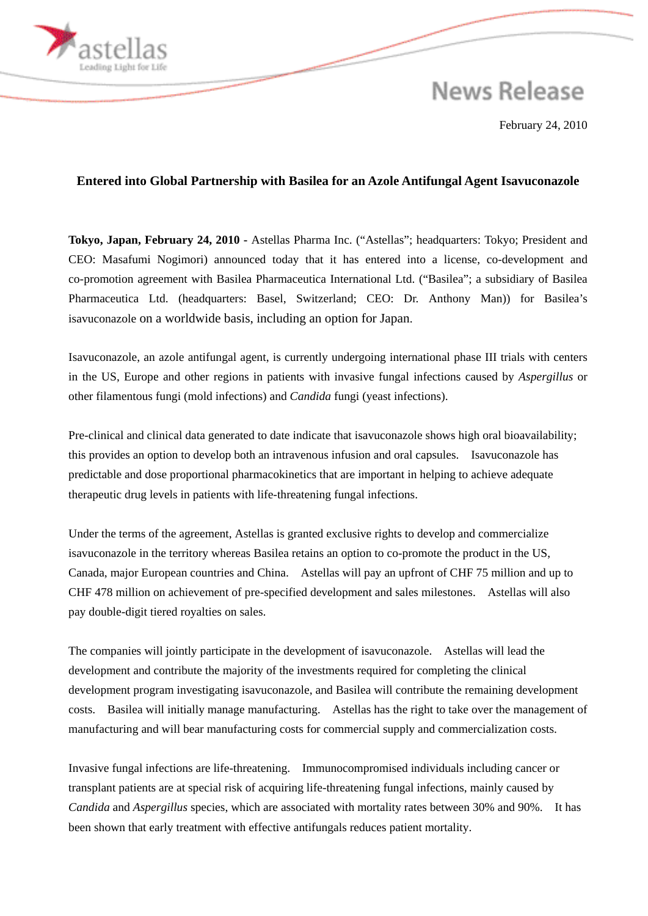astellas
Leading Light for Life

News Release

February 24, 2010

## Entered into Global Partnership with Basilea for an Azole Antifungal Agent Isavuconazole

**Tokyo, Japan, February 24, 2010 -** Astellas Pharma Inc. ("Astellas"; headquarters: Tokyo; President and CEO: Masafumi Nogimori) announced today that it has entered into a license, co-development and co-promotion agreement with Basilea Pharmaceutica International Ltd. ("Basilea"; a subsidiary of Basilea Pharmaceutica Ltd. (headquarters: Basel, Switzerland; CEO: Dr. Anthony Man)) for Basilea's isavuconazole on a worldwide basis, including an option for Japan.

Isavuconazole, an azole antifungal agent, is currently undergoing international phase III trials with centers in the US, Europe and other regions in patients with invasive fungal infections caused by *Aspergillus* or other filamentous fungi (mold infections) and *Candida* fungi (yeast infections).

Pre-clinical and clinical data generated to date indicate that isavuconazole shows high oral bioavailability; this provides an option to develop both an intravenous infusion and oral capsules. Isavuconazole has predictable and dose proportional pharmacokinetics that are important in helping to achieve adequate therapeutic drug levels in patients with life-threatening fungal infections.

Under the terms of the agreement, Astellas is granted exclusive rights to develop and commercialize isavuconazole in the territory whereas Basilea retains an option to co-promote the product in the US, Canada, major European countries and China. Astellas will pay an upfront of CHF 75 million and up to CHF 478 million on achievement of pre-specified development and sales milestones. Astellas will also pay double-digit tiered royalties on sales.

The companies will jointly participate in the development of isavuconazole. Astellas will lead the development and contribute the majority of the investments required for completing the clinical development program investigating isavuconazole, and Basilea will contribute the remaining development costs. Basilea will initially manage manufacturing. Astellas has the right to take over the management of manufacturing and will bear manufacturing costs for commercial supply and commercialization costs.

Invasive fungal infections are life-threatening. Immunocompromised individuals including cancer or transplant patients are at special risk of acquiring life-threatening fungal infections, mainly caused by *Candida* and *Aspergillus* species, which are associated with mortality rates between 30% and 90%. It has been shown that early treatment with effective antifungals reduces patient mortality.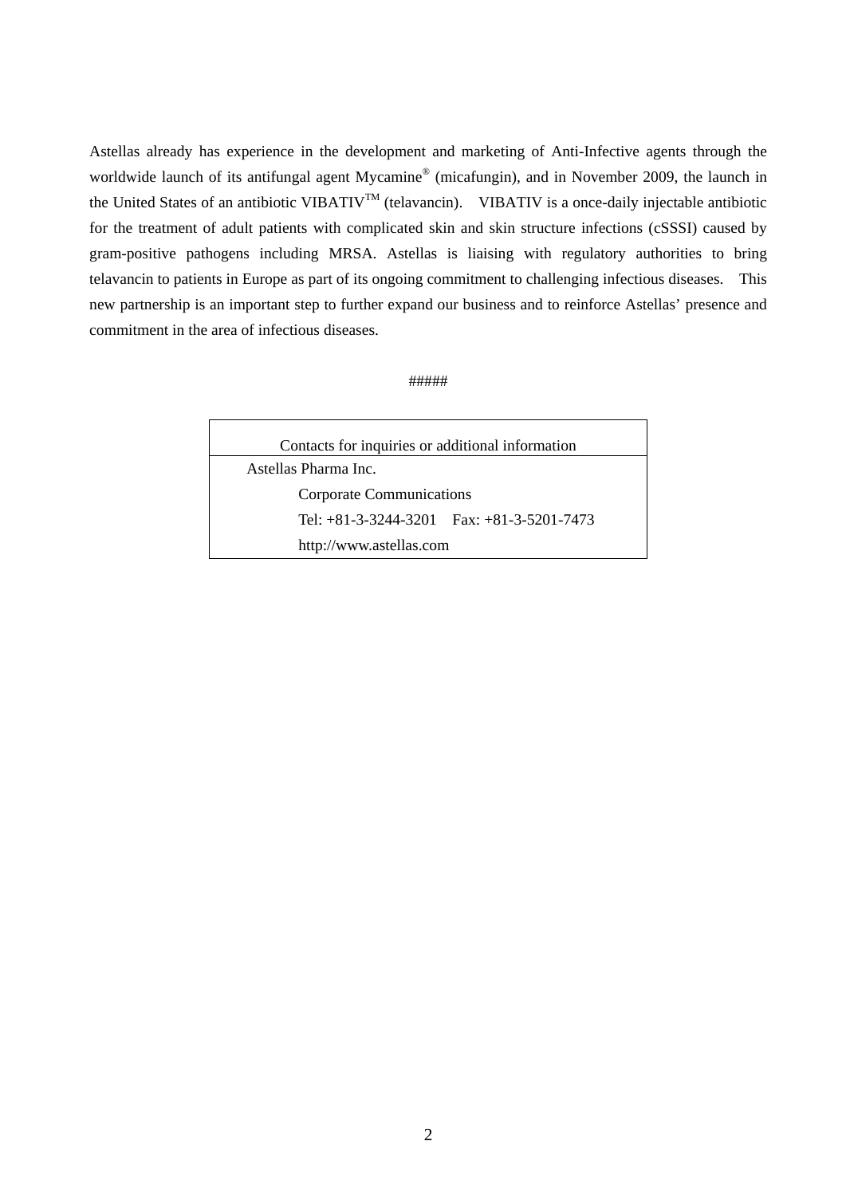Astellas already has experience in the development and marketing of Anti-Infective agents through the worldwide launch of its antifungal agent Mycamine® (micafungin), and in November 2009, the launch in the United States of an antibiotic VIBATIV™ (telavancin). VIBATIV is a once-daily injectable antibiotic for the treatment of adult patients with complicated skin and skin structure infections (cSSSI) caused by gram-positive pathogens including MRSA. Astellas is liaising with regulatory authorities to bring telavancin to patients in Europe as part of its ongoing commitment to challenging infectious diseases. This new partnership is an important step to further expand our business and to reinforce Astellas' presence and commitment in the area of infectious diseases.

#####

| Contacts for inquiries or additional information |
| --- |
| Astellas Pharma Inc.<br>Corporate Communications<br>Tel: +81-3-3244-3201 Fax: +81-3-5201-7473<br>http://www.astellas.com |